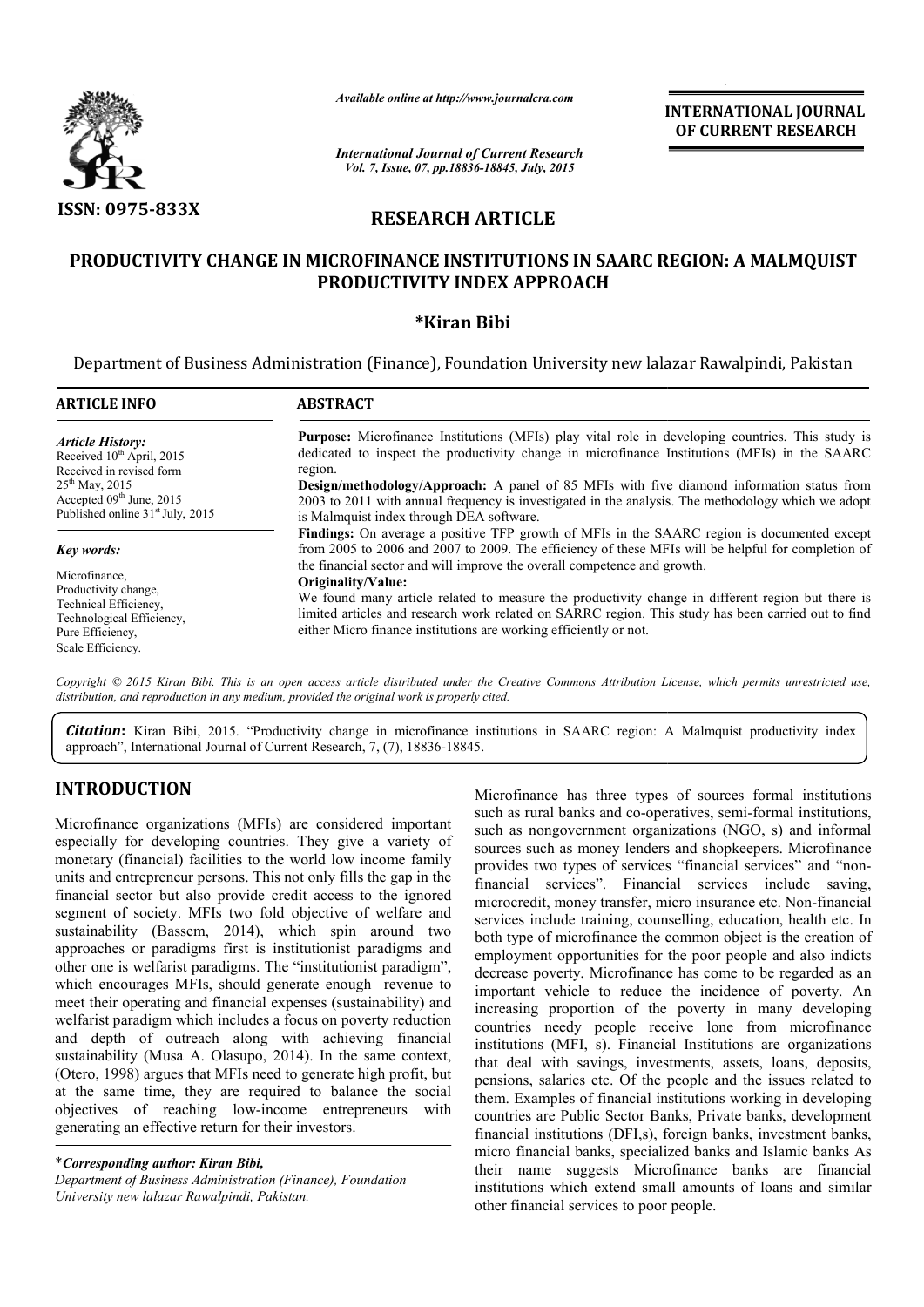*Available online at http://www.journalcra.com*

*International Journal of Current Research*
*Vol. 7, Issue, 07, pp.18836-18845, July, 2015*

**INTERNATIONAL JOURNAL OF CURRENT RESEARCH**

**ISSN: 0975-833X**

## RESEARCH ARTICLE

# PRODUCTIVITY CHANGE IN MICROFINANCE INSTITUTIONS IN SAARC REGION: A MALMQUIST PRODUCTIVITY INDEX APPROACH

**\*Kiran Bibi**

Department of Business Administration (Finance), Foundation University new lalazar Rawalpindi, Pakistan

### ARTICLE INFO

*Article History:*
Received 10th April, 2015
Received in revised form
25th May, 2015
Accepted 09th June, 2015
Published online 31st July, 2015

*Key words:*
Microfinance,
Productivity change,
Technical Efficiency,
Technological Efficiency,
Pure Efficiency,
Scale Efficiency.

### ABSTRACT

**Purpose:** Microfinance Institutions (MFIs) play vital role in developing countries. This study is dedicated to inspect the productivity change in microfinance Institutions (MFIs) in the SAARC region.

**Design/methodology/Approach:** A panel of 85 MFIs with five diamond information status from 2003 to 2011 with annual frequency is investigated in the analysis. The methodology which we adopt is Malmquist index through DEA software.

**Findings:** On average a positive TFP growth of MFIs in the SAARC region is documented except from 2005 to 2006 and 2007 to 2009. The efficiency of these MFIs will be helpful for completion of the financial sector and will improve the overall competence and growth.

**Originality/Value:**
We found many article related to measure the productivity change in different region but there is limited articles and research work related on SARRC region. This study has been carried out to find either Micro finance institutions are working efficiently or not.

*Copyright © 2015 Kiran Bibi. This is an open access article distributed under the Creative Commons Attribution License, which permits unrestricted use, distribution, and reproduction in any medium, provided the original work is properly cited.*

***Citation*:** Kiran Bibi, 2015. "Productivity change in microfinance institutions in SAARC region: A Malmquist productivity index approach", International Journal of Current Research, 7, (7), 18836-18845.

## INTRODUCTION

Microfinance organizations (MFIs) are considered important especially for developing countries. They give a variety of monetary (financial) facilities to the world low income family units and entrepreneur persons. This not only fills the gap in the financial sector but also provide credit access to the ignored segment of society. MFIs two fold objective of welfare and sustainability (Bassem, 2014), which spin around two approaches or paradigms first is institutionist paradigms and other one is welfarist paradigms. The "institutionist paradigm", which encourages MFIs, should generate enough revenue to meet their operating and financial expenses (sustainability) and welfarist paradigm which includes a focus on poverty reduction and depth of outreach along with achieving financial sustainability (Musa A. Olasupo, 2014). In the same context, (Otero, 1998) argues that MFIs need to generate high profit, but at the same time, they are required to balance the social objectives of reaching low-income entrepreneurs with generating an effective return for their investors.

Microfinance has three types of sources formal institutions such as rural banks and co-operatives, semi-formal institutions, such as nongovernment organizations (NGO, s) and informal sources such as money lenders and shopkeepers. Microfinance provides two types of services "financial services" and "non-financial services". Financial services include saving, microcredit, money transfer, micro insurance etc. Non-financial services include training, counselling, education, health etc. In both type of microfinance the common object is the creation of employment opportunities for the poor people and also indicts decrease poverty. Microfinance has come to be regarded as an important vehicle to reduce the incidence of poverty. An increasing proportion of the poverty in many developing countries needy people receive lone from microfinance institutions (MFI, s). Financial Institutions are organizations that deal with savings, investments, assets, loans, deposits, pensions, salaries etc. Of the people and the issues related to them. Examples of financial institutions working in developing countries are Public Sector Banks, Private banks, development financial institutions (DFI,s), foreign banks, investment banks, micro financial banks, specialized banks and Islamic banks As their name suggests Microfinance banks are financial institutions which extend small amounts of loans and similar other financial services to poor people.

\**Corresponding author: Kiran Bibi,*
*Department of Business Administration (Finance), Foundation University new lalazar Rawalpindi, Pakistan.*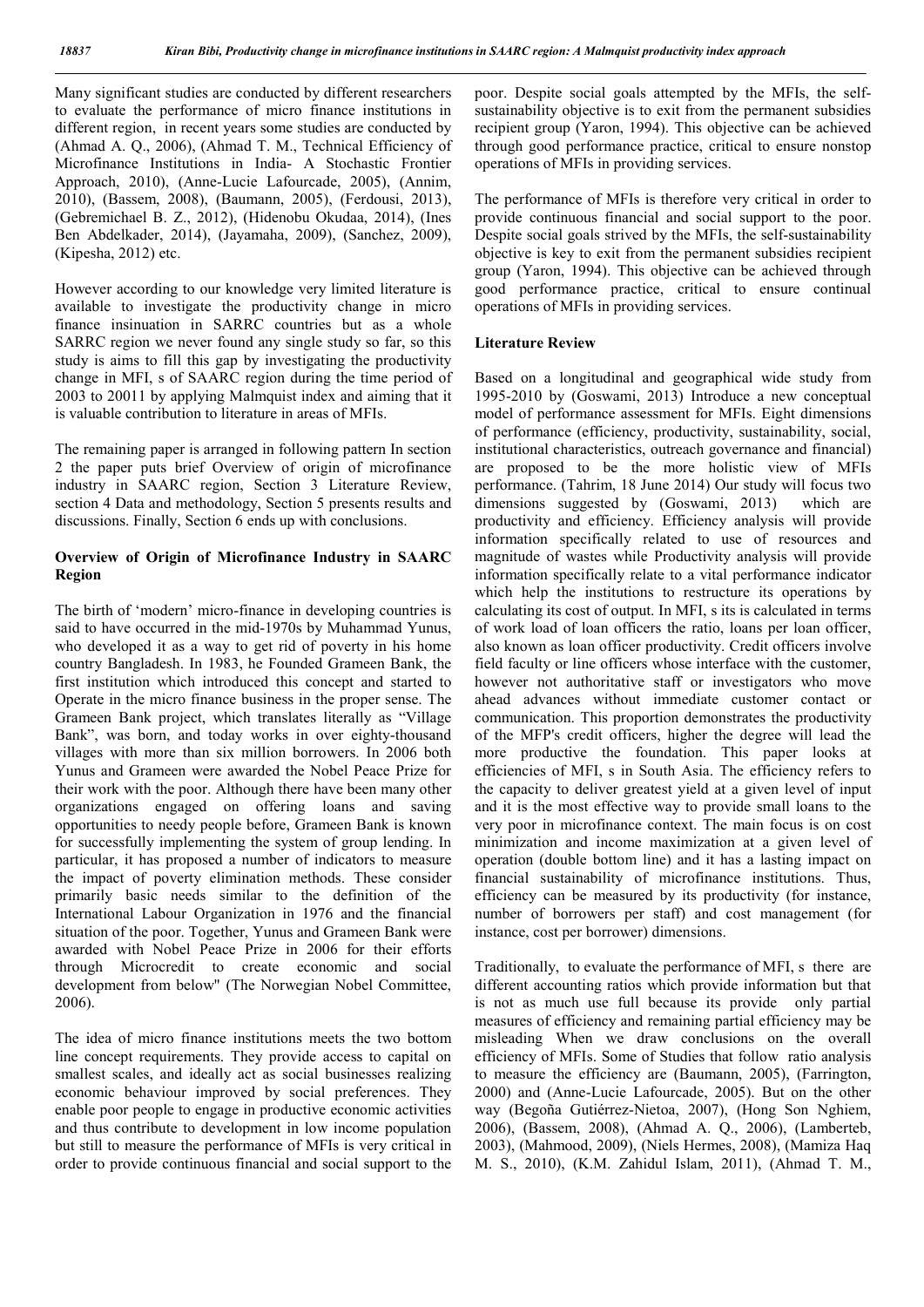Many significant studies are conducted by different researchers to evaluate the performance of micro finance institutions in different region, in recent years some studies are conducted by (Ahmad A. Q., 2006), (Ahmad T. M., Technical Efficiency of Microfinance Institutions in India- A Stochastic Frontier Approach, 2010), (Anne-Lucie Lafourcade, 2005), (Annim, 2010), (Bassem, 2008), (Baumann, 2005), (Ferdousi, 2013), (Gebremichael B. Z., 2012), (Hidenobu Okudaa, 2014), (Ines Ben Abdelkader, 2014), (Jayamaha, 2009), (Sanchez, 2009), (Kipesha, 2012) etc.

However according to our knowledge very limited literature is available to investigate the productivity change in micro finance insinuation in SARRC countries but as a whole SARRC region we never found any single study so far, so this study is aims to fill this gap by investigating the productivity change in MFI, s of SAARC region during the time period of 2003 to 20011 by applying Malmquist index and aiming that it is valuable contribution to literature in areas of MFIs.

The remaining paper is arranged in following pattern In section 2 the paper puts brief Overview of origin of microfinance industry in SAARC region, Section 3 Literature Review, section 4 Data and methodology, Section 5 presents results and discussions. Finally, Section 6 ends up with conclusions.

## Overview of Origin of Microfinance Industry in SAARC Region

The birth of 'modern' micro-finance in developing countries is said to have occurred in the mid-1970s by Muhammad Yunus, who developed it as a way to get rid of poverty in his home country Bangladesh. In 1983, he Founded Grameen Bank, the first institution which introduced this concept and started to Operate in the micro finance business in the proper sense. The Grameen Bank project, which translates literally as "Village Bank", was born, and today works in over eighty-thousand villages with more than six million borrowers. In 2006 both Yunus and Grameen were awarded the Nobel Peace Prize for their work with the poor. Although there have been many other organizations engaged on offering loans and saving opportunities to needy people before, Grameen Bank is known for successfully implementing the system of group lending. In particular, it has proposed a number of indicators to measure the impact of poverty elimination methods. These consider primarily basic needs similar to the definition of the International Labour Organization in 1976 and the financial situation of the poor. Together, Yunus and Grameen Bank were awarded with Nobel Peace Prize in 2006 for their efforts through Microcredit to create economic and social development from below" (The Norwegian Nobel Committee, 2006).

The idea of micro finance institutions meets the two bottom line concept requirements. They provide access to capital on smallest scales, and ideally act as social businesses realizing economic behaviour improved by social preferences. They enable poor people to engage in productive economic activities and thus contribute to development in low income population but still to measure the performance of MFIs is very critical in order to provide continuous financial and social support to the poor. Despite social goals attempted by the MFIs, the self-sustainability objective is to exit from the permanent subsidies recipient group (Yaron, 1994). This objective can be achieved through good performance practice, critical to ensure nonstop operations of MFIs in providing services.

The performance of MFIs is therefore very critical in order to provide continuous financial and social support to the poor. Despite social goals strived by the MFIs, the self-sustainability objective is key to exit from the permanent subsidies recipient group (Yaron, 1994). This objective can be achieved through good performance practice, critical to ensure continual operations of MFIs in providing services.

## Literature Review

Based on a longitudinal and geographical wide study from 1995-2010 by (Goswami, 2013) Introduce a new conceptual model of performance assessment for MFIs. Eight dimensions of performance (efficiency, productivity, sustainability, social, institutional characteristics, outreach governance and financial) are proposed to be the more holistic view of MFIs performance. (Tahrim, 18 June 2014) Our study will focus two dimensions suggested by (Goswami, 2013) which are productivity and efficiency. Efficiency analysis will provide information specifically related to use of resources and magnitude of wastes while Productivity analysis will provide information specifically relate to a vital performance indicator which help the institutions to restructure its operations by calculating its cost of output. In MFI, s its is calculated in terms of work load of loan officers the ratio, loans per loan officer, also known as loan officer productivity. Credit officers involve field faculty or line officers whose interface with the customer, however not authoritative staff or investigators who move ahead advances without immediate customer contact or communication. This proportion demonstrates the productivity of the MFP's credit officers, higher the degree will lead the more productive the foundation. This paper looks at efficiencies of MFI, s in South Asia. The efficiency refers to the capacity to deliver greatest yield at a given level of input and it is the most effective way to provide small loans to the very poor in microfinance context. The main focus is on cost minimization and income maximization at a given level of operation (double bottom line) and it has a lasting impact on financial sustainability of microfinance institutions. Thus, efficiency can be measured by its productivity (for instance, number of borrowers per staff) and cost management (for instance, cost per borrower) dimensions.

Traditionally, to evaluate the performance of MFI, s there are different accounting ratios which provide information but that is not as much use full because its provide only partial measures of efficiency and remaining partial efficiency may be misleading When we draw conclusions on the overall efficiency of MFIs. Some of Studies that follow ratio analysis to measure the efficiency are (Baumann, 2005), (Farrington, 2000) and (Anne-Lucie Lafourcade, 2005). But on the other way (Begoña Gutiérrez-Nietoa, 2007), (Hong Son Nghiem, 2006), (Bassem, 2008), (Ahmad A. Q., 2006), (Lamberteb, 2003), (Mahmood, 2009), (Niels Hermes, 2008), (Mamiza Haq M. S., 2010), (K.M. Zahidul Islam, 2011), (Ahmad T. M.,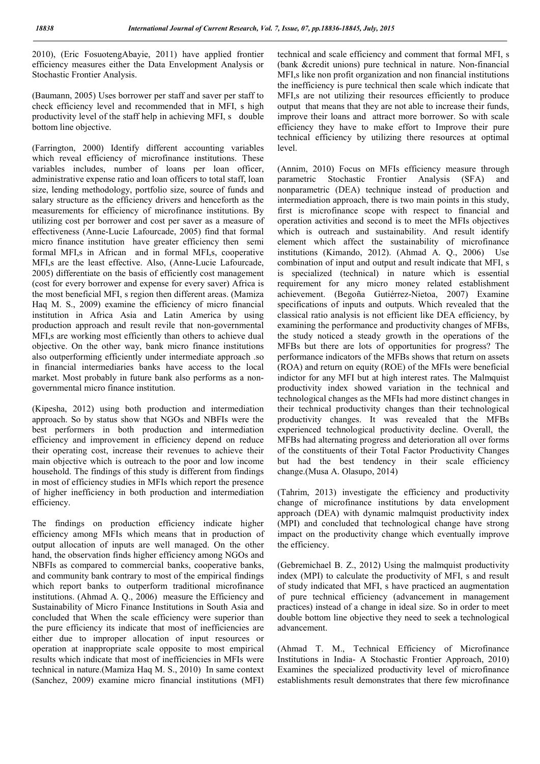2010), (Eric FosuotengAbayie, 2011) have applied frontier efficiency measures either the Data Envelopment Analysis or Stochastic Frontier Analysis.

(Baumann, 2005) Uses borrower per staff and saver per staff to check efficiency level and recommended that in MFI, s high productivity level of the staff help in achieving MFI, s double bottom line objective.

(Farrington, 2000) Identify different accounting variables which reveal efficiency of microfinance institutions. These variables includes, number of loans per loan officer, administrative expense ratio and loan officers to total staff, loan size, lending methodology, portfolio size, source of funds and salary structure as the efficiency drivers and henceforth as the measurements for efficiency of microfinance institutions. By utilizing cost per borrower and cost per saver as a measure of effectiveness (Anne-Lucie Lafourcade, 2005) find that formal micro finance institution have greater efficiency then semi formal MFI,s in African and in formal MFI,s, cooperative MFI,s are the least effective. Also, (Anne-Lucie Lafourcade, 2005) differentiate on the basis of efficiently cost management (cost for every borrower and expense for every saver) Africa is the most beneficial MFI, s region then different areas. (Mamiza Haq M. S., 2009) examine the efficiency of micro financial institution in Africa Asia and Latin America by using production approach and result revile that non-governmental MFI,s are working most efficiently than others to achieve dual objective. On the other way, bank micro finance institutions also outperforming efficiently under intermediate approach .so in financial intermediaries banks have access to the local market. Most probably in future bank also performs as a non-governmental micro finance institution.

(Kipesha, 2012) using both production and intermediation approach. So by status show that NGOs and NBFIs were the best performers in both production and intermediation efficiency and improvement in efficiency depend on reduce their operating cost, increase their revenues to achieve their main objective which is outreach to the poor and low income household. The findings of this study is different from findings in most of efficiency studies in MFIs which report the presence of higher inefficiency in both production and intermediation efficiency.

The findings on production efficiency indicate higher efficiency among MFIs which means that in production of output allocation of inputs are well managed. On the other hand, the observation finds higher efficiency among NGOs and NBFIs as compared to commercial banks, cooperative banks, and community bank contrary to most of the empirical findings which report banks to outperform traditional microfinance institutions. (Ahmad A. Q., 2006) measure the Efficiency and Sustainability of Micro Finance Institutions in South Asia and concluded that When the scale efficiency were superior than the pure efficiency its indicate that most of inefficiencies are either due to improper allocation of input resources or operation at inappropriate scale opposite to most empirical results which indicate that most of inefficiencies in MFIs were technical in nature.(Mamiza Haq M. S., 2010) In same context (Sanchez, 2009) examine micro financial institutions (MFI) technical and scale efficiency and comment that formal MFI, s (bank &credit unions) pure technical in nature. Non-financial MFI,s like non profit organization and non financial institutions the inefficiency is pure technical then scale which indicate that MFI,s are not utilizing their resources efficiently to produce output that means that they are not able to increase their funds, improve their loans and attract more borrower. So with scale efficiency they have to make effort to Improve their pure technical efficiency by utilizing there resources at optimal level.

(Annim, 2010) Focus on MFIs efficiency measure through parametric Stochastic Frontier Analysis (SFA) and nonparametric (DEA) technique instead of production and intermediation approach, there is two main points in this study, first is microfinance scope with respect to financial and operation activities and second is to meet the MFIs objectives which is outreach and sustainability. And result identify element which affect the sustainability of microfinance institutions (Kimando, 2012). (Ahmad A. Q., 2006) Use combination of input and output and result indicate that MFI, s is specialized (technical) in nature which is essential requirement for any micro money related establishment achievement. (Begoña Gutiérrez-Nietoa, 2007) Examine specifications of inputs and outputs. Which revealed that the classical ratio analysis is not efficient like DEA efficiency, by examining the performance and productivity changes of MFBs, the study noticed a steady growth in the operations of the MFBs but there are lots of opportunities for progress? The performance indicators of the MFBs shows that return on assets (ROA) and return on equity (ROE) of the MFIs were beneficial indictor for any MFI but at high interest rates. The Malmquist productivity index showed variation in the technical and technological changes as the MFIs had more distinct changes in their technical productivity changes than their technological productivity changes. It was revealed that the MFBs experienced technological productivity decline. Overall, the MFBs had alternating progress and deterioration all over forms of the constituents of their Total Factor Productivity Changes but had the best tendency in their scale efficiency change.(Musa A. Olasupo, 2014)

(Tahrim, 2013) investigate the efficiency and productivity change of microfinance institutions by data envelopment approach (DEA) with dynamic malmquist productivity index (MPI) and concluded that technological change have strong impact on the productivity change which eventually improve the efficiency.

(Gebremichael B. Z., 2012) Using the malmquist productivity index (MPI) to calculate the productivity of MFI, s and result of study indicated that MFI, s have practiced an augmentation of pure technical efficiency (advancement in management practices) instead of a change in ideal size. So in order to meet double bottom line objective they need to seek a technological advancement.

(Ahmad T. M., Technical Efficiency of Microfinance Institutions in India- A Stochastic Frontier Approach, 2010) Examines the specialized productivity level of microfinance establishments result demonstrates that there few microfinance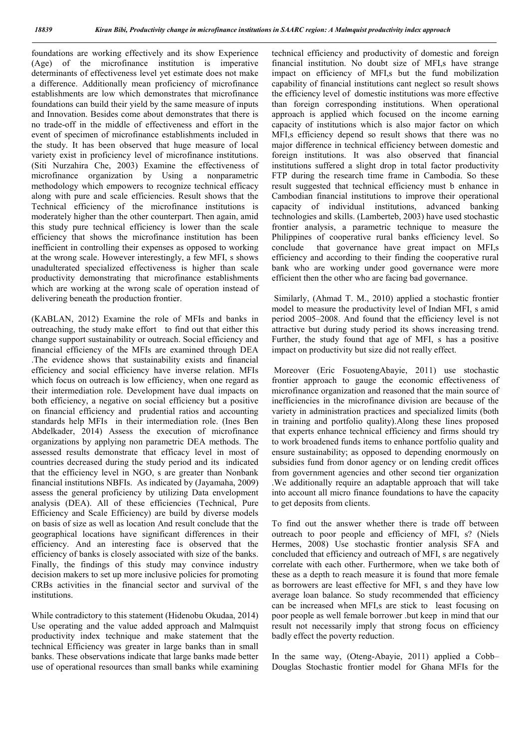foundations are working effectively and its show Experience (Age) of the microfinance institution is imperative determinants of effectiveness level yet estimate does not make a difference. Additionally mean proficiency of microfinance establishments are low which demonstrates that microfinance foundations can build their yield by the same measure of inputs and Innovation. Besides come about demonstrates that there is no trade-off in the middle of effectiveness and effort in the event of specimen of microfinance establishments included in the study. It has been observed that huge measure of local variety exist in proficiency level of microfinance institutions. (Siti Nurzahira Che, 2003) Examine the effectiveness of microfinance organization by Using a nonparametric methodology which empowers to recognize technical efficacy along with pure and scale efficiencies. Result shows that the Technical efficiency of the microfinance institutions is moderately higher than the other counterpart. Then again, amid this study pure technical efficiency is lower than the scale efficiency that shows the microfinance institution has been inefficient in controlling their expenses as opposed to working at the wrong scale. However interestingly, a few MFI, s shows unadulterated specialized effectiveness is higher than scale productivity demonstrating that microfinance establishments which are working at the wrong scale of operation instead of delivering beneath the production frontier.

(KABLAN, 2012) Examine the role of MFIs and banks in outreaching, the study make effort to find out that either this change support sustainability or outreach. Social efficiency and financial efficiency of the MFIs are examined through DEA .The evidence shows that sustainability exists and financial efficiency and social efficiency have inverse relation. MFIs which focus on outreach is low efficiency, when one regard as their intermediation role. Development have dual impacts on both efficiency, a negative on social efficiency but a positive on financial efficiency and prudential ratios and accounting standards help MFIs in their intermediation role. (Ines Ben Abdelkader, 2014) Assess the execution of microfinance organizations by applying non parametric DEA methods. The assessed results demonstrate that efficacy level in most of countries decreased during the study period and its indicated that the efficiency level in NGO, s are greater than Nonbank financial institutions NBFIs. As indicated by (Jayamaha, 2009) assess the general proficiency by utilizing Data envelopment analysis (DEA). All of these efficiencies (Technical, Pure Efficiency and Scale Efficiency) are build by diverse models on basis of size as well as location And result conclude that the geographical locations have significant differences in their efficiency. And an interesting face is observed that the efficiency of banks is closely associated with size of the banks. Finally, the findings of this study may convince industry decision makers to set up more inclusive policies for promoting CRBs activities in the financial sector and survival of the institutions.

While contradictory to this statement (Hidenobu Okudaa, 2014) Use operating and the value added approach and Malmquist productivity index technique and make statement that the technical Efficiency was greater in large banks than in small banks. These observations indicate that large banks made better use of operational resources than small banks while examining technical efficiency and productivity of domestic and foreign financial institution. No doubt size of MFI,s have strange impact on efficiency of MFI,s but the fund mobilization capability of financial institutions cant neglect so result shows the efficiency level of domestic institutions was more effective than foreign corresponding institutions. When operational approach is applied which focused on the income earning capacity of institutions which is also major factor on which MFI,s efficiency depend so result shows that there was no major difference in technical efficiency between domestic and foreign institutions. It was also observed that financial institutions suffered a slight drop in total factor productivity FTP during the research time frame in Cambodia. So these result suggested that technical efficiency must b enhance in Cambodian financial institutions to improve their operational capacity of individual institutions, advanced banking technologies and skills. (Lamberteb, 2003) have used stochastic frontier analysis, a parametric technique to measure the Philippines of cooperative rural banks efficiency level. So conclude that governance have great impact on MFI,s efficiency and according to their finding the cooperative rural bank who are working under good governance were more efficient then the other who are facing bad governance.

Similarly, (Ahmad T. M., 2010) applied a stochastic frontier model to measure the productivity level of Indian MFI, s amid period 2005–2008. And found that the efficiency level is not attractive but during study period its shows increasing trend. Further, the study found that age of MFI, s has a positive impact on productivity but size did not really effect.

Moreover (Eric FosuotengAbayie, 2011) use stochastic frontier approach to gauge the economic effectiveness of microfinance organization and reasoned that the main source of inefficiencies in the microfinance division are because of the variety in administration practices and specialized limits (both in training and portfolio quality).Along these lines proposed that experts enhance technical efficiency and firms should try to work broadened funds items to enhance portfolio quality and ensure sustainability; as opposed to depending enormously on subsidies fund from donor agency or on lending credit offices from government agencies and other second tier organization .We additionally require an adaptable approach that will take into account all micro finance foundations to have the capacity to get deposits from clients.

To find out the answer whether there is trade off between outreach to poor people and efficiency of MFI, s? (Niels Hermes, 2008) Use stochastic frontier analysis SFA and concluded that efficiency and outreach of MFI, s are negatively correlate with each other. Furthermore, when we take both of these as a depth to reach measure it is found that more female as borrowers are least effective for MFI, s and they have low average loan balance. So study recommended that efficiency can be increased when MFI,s are stick to least focusing on poor people as well female borrower .but keep in mind that our result not necessarily imply that strong focus on efficiency badly effect the poverty reduction.

In the same way, (Oteng-Abayie, 2011) applied a Cobb–Douglas Stochastic frontier model for Ghana MFIs for the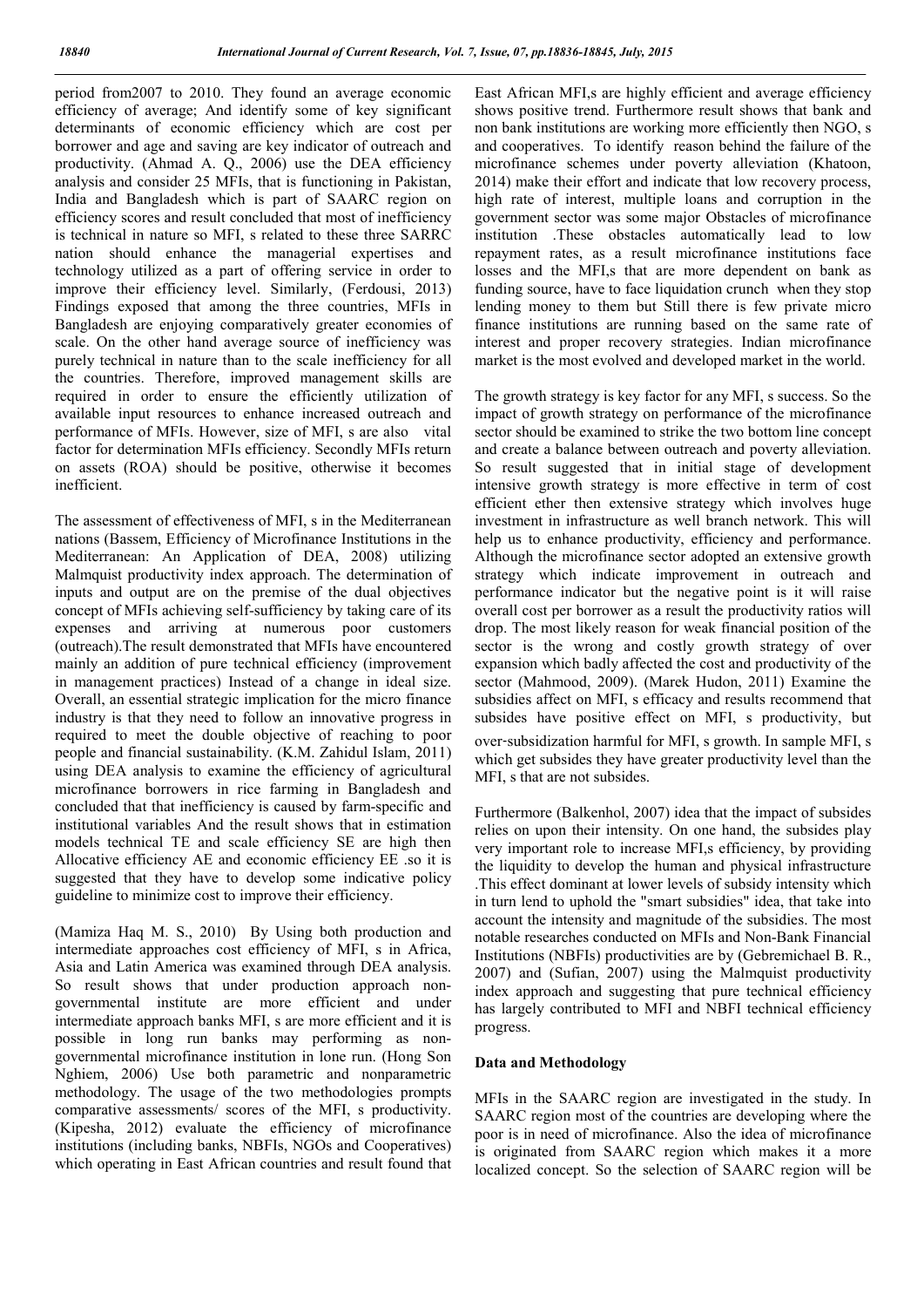period from2007 to 2010. They found an average economic efficiency of average; And identify some of key significant determinants of economic efficiency which are cost per borrower and age and saving are key indicator of outreach and productivity. (Ahmad A. Q., 2006) use the DEA efficiency analysis and consider 25 MFIs, that is functioning in Pakistan, India and Bangladesh which is part of SAARC region on efficiency scores and result concluded that most of inefficiency is technical in nature so MFI, s related to these three SARRC nation should enhance the managerial expertises and technology utilized as a part of offering service in order to improve their efficiency level. Similarly, (Ferdousi, 2013) Findings exposed that among the three countries, MFIs in Bangladesh are enjoying comparatively greater economies of scale. On the other hand average source of inefficiency was purely technical in nature than to the scale inefficiency for all the countries. Therefore, improved management skills are required in order to ensure the efficiently utilization of available input resources to enhance increased outreach and performance of MFIs. However, size of MFI, s are also vital factor for determination MFIs efficiency. Secondly MFIs return on assets (ROA) should be positive, otherwise it becomes inefficient.

The assessment of effectiveness of MFI, s in the Mediterranean nations (Bassem, Efficiency of Microfinance Institutions in the Mediterranean: An Application of DEA, 2008) utilizing Malmquist productivity index approach. The determination of inputs and output are on the premise of the dual objectives concept of MFIs achieving self-sufficiency by taking care of its expenses and arriving at numerous poor customers (outreach).The result demonstrated that MFIs have encountered mainly an addition of pure technical efficiency (improvement in management practices) Instead of a change in ideal size. Overall, an essential strategic implication for the micro finance industry is that they need to follow an innovative progress in required to meet the double objective of reaching to poor people and financial sustainability. (K.M. Zahidul Islam, 2011) using DEA analysis to examine the efficiency of agricultural microfinance borrowers in rice farming in Bangladesh and concluded that that inefficiency is caused by farm-specific and institutional variables And the result shows that in estimation models technical TE and scale efficiency SE are high then Allocative efficiency AE and economic efficiency EE .so it is suggested that they have to develop some indicative policy guideline to minimize cost to improve their efficiency.

(Mamiza Haq M. S., 2010) By Using both production and intermediate approaches cost efficiency of MFI, s in Africa, Asia and Latin America was examined through DEA analysis. So result shows that under production approach non-governmental institute are more efficient and under intermediate approach banks MFI, s are more efficient and it is possible in long run banks may performing as non-governmental microfinance institution in lone run. (Hong Son Nghiem, 2006) Use both parametric and nonparametric methodology. The usage of the two methodologies prompts comparative assessments/ scores of the MFI, s productivity. (Kipesha, 2012) evaluate the efficiency of microfinance institutions (including banks, NBFIs, NGOs and Cooperatives) which operating in East African countries and result found that East African MFI,s are highly efficient and average efficiency shows positive trend. Furthermore result shows that bank and non bank institutions are working more efficiently then NGO, s and cooperatives. To identify reason behind the failure of the microfinance schemes under poverty alleviation (Khatoon, 2014) make their effort and indicate that low recovery process, high rate of interest, multiple loans and corruption in the government sector was some major Obstacles of microfinance institution .These obstacles automatically lead to low repayment rates, as a result microfinance institutions face losses and the MFI,s that are more dependent on bank as funding source, have to face liquidation crunch when they stop lending money to them but Still there is few private micro finance institutions are running based on the same rate of interest and proper recovery strategies. Indian microfinance market is the most evolved and developed market in the world.

The growth strategy is key factor for any MFI, s success. So the impact of growth strategy on performance of the microfinance sector should be examined to strike the two bottom line concept and create a balance between outreach and poverty alleviation. So result suggested that in initial stage of development intensive growth strategy is more effective in term of cost efficient ether then extensive strategy which involves huge investment in infrastructure as well branch network. This will help us to enhance productivity, efficiency and performance. Although the microfinance sector adopted an extensive growth strategy which indicate improvement in outreach and performance indicator but the negative point is it will raise overall cost per borrower as a result the productivity ratios will drop. The most likely reason for weak financial position of the sector is the wrong and costly growth strategy of over expansion which badly affected the cost and productivity of the sector (Mahmood, 2009). (Marek Hudon, 2011) Examine the subsidies affect on MFI, s efficacy and results recommend that subsides have positive effect on MFI, s productivity, but over-subsidization harmful for MFI, s growth. In sample MFI, s which get subsides they have greater productivity level than the MFI, s that are not subsides.

Furthermore (Balkenhol, 2007) idea that the impact of subsides relies on upon their intensity. On one hand, the subsides play very important role to increase MFI,s efficiency, by providing the liquidity to develop the human and physical infrastructure .This effect dominant at lower levels of subsidy intensity which in turn lend to uphold the "smart subsidies" idea, that take into account the intensity and magnitude of the subsidies. The most notable researches conducted on MFIs and Non-Bank Financial Institutions (NBFIs) productivities are by (Gebremichael B. R., 2007) and (Sufian, 2007) using the Malmquist productivity index approach and suggesting that pure technical efficiency has largely contributed to MFI and NBFI technical efficiency progress.

### Data and Methodology

MFIs in the SAARC region are investigated in the study. In SAARC region most of the countries are developing where the poor is in need of microfinance. Also the idea of microfinance is originated from SAARC region which makes it a more localized concept. So the selection of SAARC region will be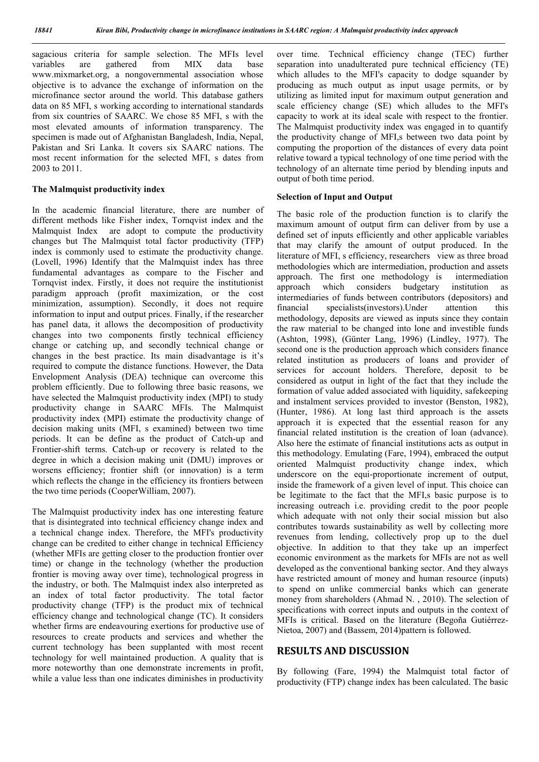sagacious criteria for sample selection. The MFIs level variables are gathered from MIX data base www.mixmarket.org, a nongovernmental association whose objective is to advance the exchange of information on the microfinance sector around the world. This database gathers data on 85 MFI, s working according to international standards from six countries of SAARC. We chose 85 MFI, s with the most elevated amounts of information transparency. The specimen is made out of Afghanistan Bangladesh, India, Nepal, Pakistan and Sri Lanka. It covers six SAARC nations. The most recent information for the selected MFI, s dates from 2003 to 2011.

### The Malmquist productivity index

In the academic financial literature, there are number of different methods like Fisher index, Tornqvist index and the Malmquist Index are adopt to compute the productivity changes but The Malmquist total factor productivity (TFP) index is commonly used to estimate the productivity change. (Lovell, 1996) Identify that the Malmquist index has three fundamental advantages as compare to the Fischer and Tornqvist index. Firstly, it does not require the institutionist paradigm approach (profit maximization, or the cost minimization, assumption). Secondly, it does not require information to input and output prices. Finally, if the researcher has panel data, it allows the decomposition of productivity changes into two components firstly technical efficiency change or catching up, and secondly technical change or changes in the best practice. Its main disadvantage is it's required to compute the distance functions. However, the Data Envelopment Analysis (DEA) technique can overcome this problem efficiently. Due to following three basic reasons, we have selected the Malmquist productivity index (MPI) to study productivity change in SAARC MFIs. The Malmquist productivity index (MPI) estimate the productivity change of decision making units (MFI, s examined) between two time periods. It can be define as the product of Catch-up and Frontier-shift terms. Catch-up or recovery is related to the degree in which a decision making unit (DMU) improves or worsens efficiency; frontier shift (or innovation) is a term which reflects the change in the efficiency its frontiers between the two time periods (CooperWilliam, 2007).

The Malmquist productivity index has one interesting feature that is disintegrated into technical efficiency change index and a technical change index. Therefore, the MFI's productivity change can be credited to either change in technical Efficiency (whether MFIs are getting closer to the production frontier over time) or change in the technology (whether the production frontier is moving away over time), technological progress in the industry, or both. The Malmquist index also interpreted as an index of total factor productivity. The total factor productivity change (TFP) is the product mix of technical efficiency change and technological change (TC). It considers whether firms are endeavouring exertions for productive use of resources to create products and services and whether the current technology has been supplanted with most recent technology for well maintained production. A quality that is more noteworthy than one demonstrate increments in profit, while a value less than one indicates diminishes in productivity over time. Technical efficiency change (TEC) further separation into unadulterated pure technical efficiency (TE) which alludes to the MFI's capacity to dodge squander by producing as much output as input usage permits, or by utilizing as limited input for maximum output generation and scale efficiency change (SE) which alludes to the MFI's capacity to work at its ideal scale with respect to the frontier. The Malmquist productivity index was engaged in to quantify the productivity change of MFI,s between two data point by computing the proportion of the distances of every data point relative toward a typical technology of one time period with the technology of an alternate time period by blending inputs and output of both time period.

### Selection of Input and Output

The basic role of the production function is to clarify the maximum amount of output firm can deliver from by use a defined set of inputs efficiently and other applicable variables that may clarify the amount of output produced. In the literature of MFI, s efficiency, researchers view as three broad methodologies which are intermediation, production and assets approach. The first one methodology is intermediation approach which considers budgetary institution as intermediaries of funds between contributors (depositors) and financial specialists(investors).Under attention this methodology, deposits are viewed as inputs since they contain the raw material to be changed into lone and investible funds (Ashton, 1998), (Günter Lang, 1996) (Lindley, 1977). The second one is the production approach which considers finance related institution as producers of loans and provider of services for account holders. Therefore, deposit to be considered as output in light of the fact that they include the formation of value added associated with liquidity, safekeeping and instalment services provided to investor (Benston, 1982), (Hunter, 1986). At long last third approach is the assets approach it is expected that the essential reason for any financial related institution is the creation of loan (advance). Also here the estimate of financial institutions acts as output in this methodology. Emulating (Fare, 1994), embraced the output oriented Malmquist productivity change index, which underscore on the equi-proportionate increment of output, inside the framework of a given level of input. This choice can be legitimate to the fact that the MFI,s basic purpose is to increasing outreach i.e. providing credit to the poor people which adequate with not only their social mission but also contributes towards sustainability as well by collecting more revenues from lending, collectively prop up to the duel objective. In addition to that they take up an imperfect economic environment as the markets for MFIs are not as well developed as the conventional banking sector. And they always have restricted amount of money and human resource (inputs) to spend on unlike commercial banks which can generate money from shareholders (Ahmad N. , 2010). The selection of specifications with correct inputs and outputs in the context of MFIs is critical. Based on the literature (Begoña Gutiérrez-Nietoa, 2007) and (Bassem, 2014)pattern is followed.

## RESULTS AND DISCUSSION

By following (Fare, 1994) the Malmquist total factor of productivity (FTP) change index has been calculated. The basic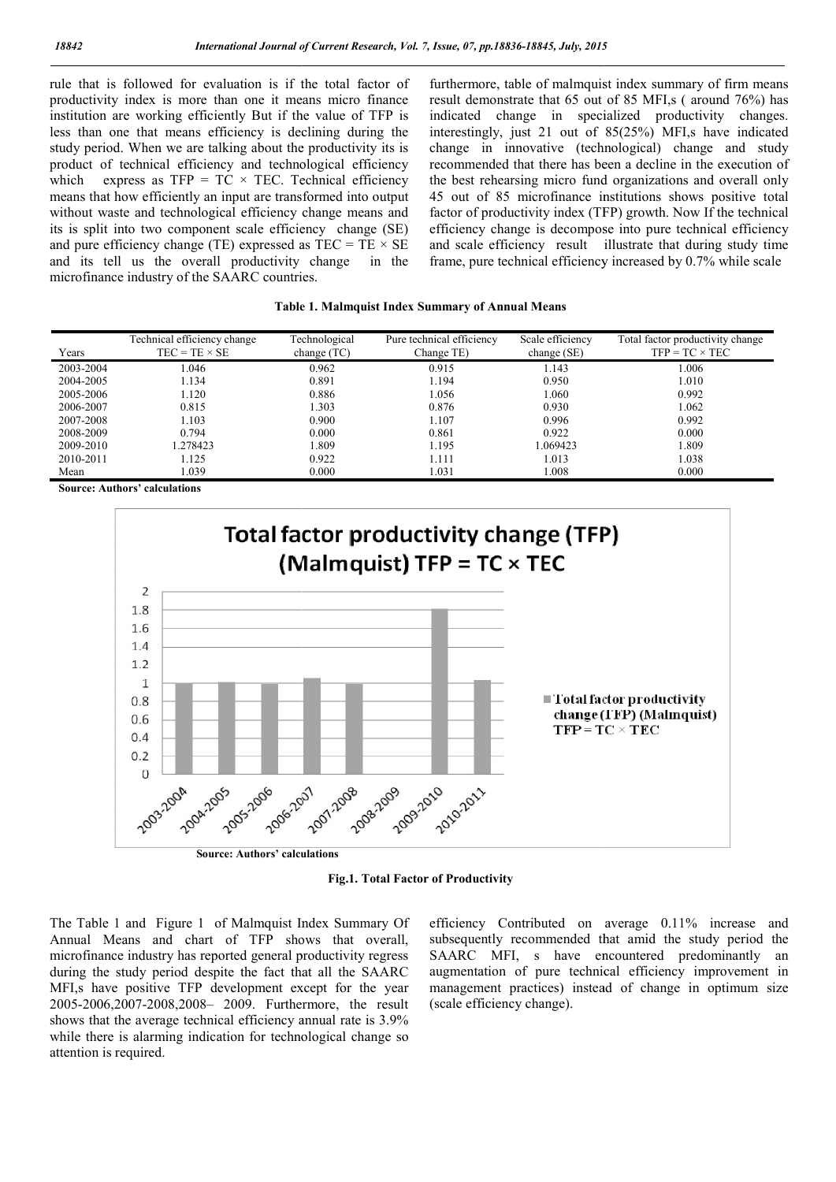rule that is followed for evaluation is if the total factor of productivity index is more than one it means micro finance institution are working efficiently But if the value of TFP is less than one that means efficiency is declining during the study period. When we are talking about the productivity its is product of technical efficiency and technological efficiency which express as TFP = TC × TEC. Technical efficiency means that how efficiently an input are transformed into output without waste and technological efficiency change means and its is split into two component scale efficiency change (SE) and pure efficiency change (TE) expressed as TEC = TE × SE and its tell us the overall productivity change in the microfinance industry of the SAARC countries.

furthermore, table of malmquist index summary of firm means result demonstrate that 65 out of 85 MFI,s ( around 76%) has indicated change in specialized productivity changes. interestingly, just 21 out of 85(25%) MFI,s have indicated change in innovative (technological) change and study recommended that there has been a decline in the execution of the best rehearsing micro fund organizations and overall only 45 out of 85 microfinance institutions shows positive total factor of productivity index (TFP) growth. Now If the technical efficiency change is decompose into pure technical efficiency and scale efficiency result illustrate that during study time frame, pure technical efficiency increased by 0.7% while scale

**Table 1. Malmquist Index Summary of Annual Means**

| Years | Technical efficiency change TEC = TE × SE | Technological change (TC) | Pure technical efficiency Change TE) | Scale efficiency change (SE) | Total factor productivity change TFP = TC × TEC |
|---|---|---|---|---|---|
| 2003-2004 | 1.046 | 0.962 | 0.915 | 1.143 | 1.006 |
| 2004-2005 | 1.134 | 0.891 | 1.194 | 0.950 | 1.010 |
| 2005-2006 | 1.120 | 0.886 | 1.056 | 1.060 | 0.992 |
| 2006-2007 | 0.815 | 1.303 | 0.876 | 0.930 | 1.062 |
| 2007-2008 | 1.103 | 0.900 | 1.107 | 0.996 | 0.992 |
| 2008-2009 | 0.794 | 0.000 | 0.861 | 0.922 | 0.000 |
| 2009-2010 | 1.278423 | 1.809 | 1.195 | 1.069423 | 1.809 |
| 2010-2011 | 1.125 | 0.922 | 1.111 | 1.013 | 1.038 |
| Mean | 1.039 | 0.000 | 1.031 | 1.008 | 0.000 |

**Source: Authors' calculations**

**Total factor productivity change (TFP) (Malmquist) TFP = TC × TEC**

| Years | Total factor productivity change (TFP) (Malmquist) TFP = TC × TEC |
|---|---|
| 2003-2004 | 1.006 |
| 2004-2005 | 1.010 |
| 2005-2006 | 0.992 |
| 2006-2007 | 1.062 |
| 2007-2008 | 0.992 |
| 2008-2009 | 0.000 |
| 2009-2010 | 1.809 |
| 2010-2011 | 1.038 |

**Source: Authors' calculations**

**Fig.1. Total Factor of Productivity**

The Table 1 and Figure 1 of Malmquist Index Summary Of Annual Means and chart of TFP shows that overall, microfinance industry has reported general productivity regress during the study period despite the fact that all the SAARC MFI,s have positive TFP development except for the year 2005-2006,2007-2008,2008– 2009. Furthermore, the result shows that the average technical efficiency annual rate is 3.9% while there is alarming indication for technological change so attention is required.

efficiency Contributed on average 0.11% increase and subsequently recommended that amid the study period the SAARC MFI, s have encountered predominantly an augmentation of pure technical efficiency improvement in management practices) instead of change in optimum size (scale efficiency change).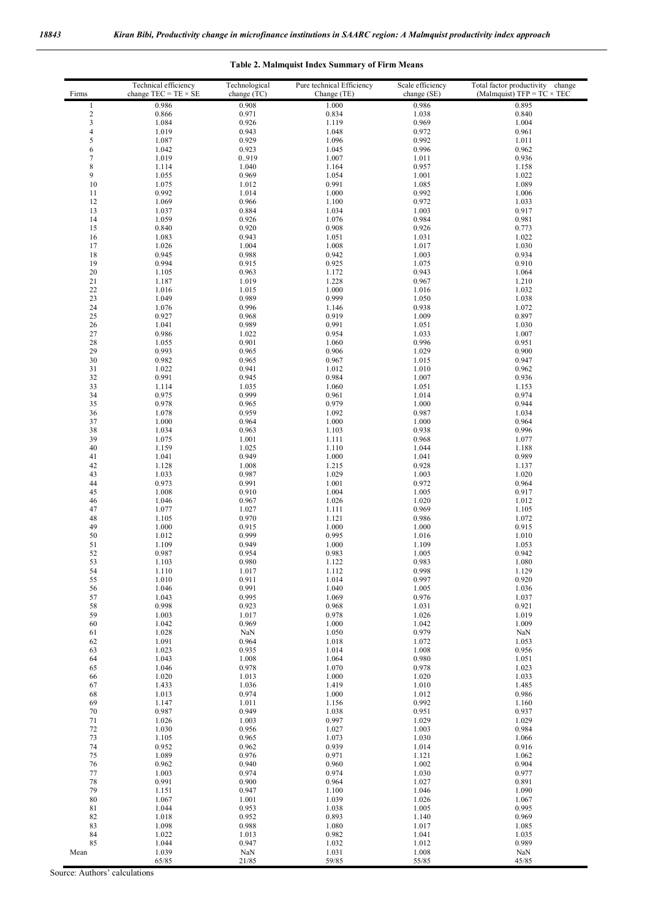**Table 2. Malmquist Index Summary of Firm Means**

| Firms | Technical efficiency change TEC = TE × SE | Technological change (TC) | Pure technical Efficiency Change (TE) | Scale efficiency change (SE) | Total factor productivity change (Malmquist) TFP = TC × TEC |
|---|---|---|---|---|---|
| 1 | 0.986 | 0.908 | 1.000 | 0.986 | 0.895 |
| 2 | 0.866 | 0.971 | 0.834 | 1.038 | 0.840 |
| 3 | 1.084 | 0.926 | 1.119 | 0.969 | 1.004 |
| 4 | 1.019 | 0.943 | 1.048 | 0.972 | 0.961 |
| 5 | 1.087 | 0.929 | 1.096 | 0.992 | 1.011 |
| 6 | 1.042 | 0.923 | 1.045 | 0.996 | 0.962 |
| 7 | 1.019 | 0..919 | 1.007 | 1.011 | 0.936 |
| 8 | 1.114 | 1.040 | 1.164 | 0.957 | 1.158 |
| 9 | 1.055 | 0.969 | 1.054 | 1.001 | 1.022 |
| 10 | 1.075 | 1.012 | 0.991 | 1.085 | 1.089 |
| 11 | 0.992 | 1.014 | 1.000 | 0.992 | 1.006 |
| 12 | 1.069 | 0.966 | 1.100 | 0.972 | 1.033 |
| 13 | 1.037 | 0.884 | 1.034 | 1.003 | 0.917 |
| 14 | 1.059 | 0.926 | 1.076 | 0.984 | 0.981 |
| 15 | 0.840 | 0.920 | 0.908 | 0.926 | 0.773 |
| 16 | 1.083 | 0.943 | 1.051 | 1.031 | 1.022 |
| 17 | 1.026 | 1.004 | 1.008 | 1.017 | 1.030 |
| 18 | 0.945 | 0.988 | 0.942 | 1.003 | 0.934 |
| 19 | 0.994 | 0.915 | 0.925 | 1.075 | 0.910 |
| 20 | 1.105 | 0.963 | 1.172 | 0.943 | 1.064 |
| 21 | 1.187 | 1.019 | 1.228 | 0.967 | 1.210 |
| 22 | 1.016 | 1.015 | 1.000 | 1.016 | 1.032 |
| 23 | 1.049 | 0.989 | 0.999 | 1.050 | 1.038 |
| 24 | 1.076 | 0.996 | 1.146 | 0.938 | 1.072 |
| 25 | 0.927 | 0.968 | 0.919 | 1.009 | 0.897 |
| 26 | 1.041 | 0.989 | 0.991 | 1.051 | 1.030 |
| 27 | 0.986 | 1.022 | 0.954 | 1.033 | 1.007 |
| 28 | 1.055 | 0.901 | 1.060 | 0.996 | 0.951 |
| 29 | 0.993 | 0.965 | 0.906 | 1.029 | 0.900 |
| 30 | 0.982 | 0.965 | 0.967 | 1.015 | 0.947 |
| 31 | 1.022 | 0.941 | 1.012 | 1.010 | 0.962 |
| 32 | 0.991 | 0.945 | 0.984 | 1.007 | 0.936 |
| 33 | 1.114 | 1.035 | 1.060 | 1.051 | 1.153 |
| 34 | 0.975 | 0.999 | 0.961 | 1.014 | 0.974 |
| 35 | 0.978 | 0.965 | 0.979 | 1.000 | 0.944 |
| 36 | 1.078 | 0.959 | 1.092 | 0.987 | 1.034 |
| 37 | 1.000 | 0.964 | 1.000 | 1.000 | 0.964 |
| 38 | 1.034 | 0.963 | 1.103 | 0.938 | 0.996 |
| 39 | 1.075 | 1.001 | 1.111 | 0.968 | 1.077 |
| 40 | 1.159 | 1.025 | 1.110 | 1.044 | 1.188 |
| 41 | 1.041 | 0.949 | 1.000 | 1.041 | 0.989 |
| 42 | 1.128 | 1.008 | 1.215 | 0.928 | 1.137 |
| 43 | 1.033 | 0.987 | 1.029 | 1.003 | 1.020 |
| 44 | 0.973 | 0.991 | 1.001 | 0.972 | 0.964 |
| 45 | 1.008 | 0.910 | 1.004 | 1.005 | 0.917 |
| 46 | 1.046 | 0.967 | 1.026 | 1.020 | 1.012 |
| 47 | 1.077 | 1.027 | 1.111 | 0.969 | 1.105 |
| 48 | 1.105 | 0.970 | 1.121 | 0.986 | 1.072 |
| 49 | 1.000 | 0.915 | 1.000 | 1.000 | 0.915 |
| 50 | 1.012 | 0.999 | 0.995 | 1.016 | 1.010 |
| 51 | 1.109 | 0.949 | 1.000 | 1.109 | 1.053 |
| 52 | 0.987 | 0.954 | 0.983 | 1.005 | 0.942 |
| 53 | 1.103 | 0.980 | 1.122 | 0.983 | 1.080 |
| 54 | 1.110 | 1.017 | 1.112 | 0.998 | 1.129 |
| 55 | 1.010 | 0.911 | 1.014 | 0.997 | 0.920 |
| 56 | 1.046 | 0.991 | 1.040 | 1.005 | 1.036 |
| 57 | 1.043 | 0.995 | 1.069 | 0.976 | 1.037 |
| 58 | 0.998 | 0.923 | 0.968 | 1.031 | 0.921 |
| 59 | 1.003 | 1.017 | 0.978 | 1.026 | 1.019 |
| 60 | 1.042 | 0.969 | 1.000 | 1.042 | 1.009 |
| 61 | 1.028 | NaN | 1.050 | 0.979 | NaN |
| 62 | 1.091 | 0.964 | 1.018 | 1.072 | 1.053 |
| 63 | 1.023 | 0.935 | 1.014 | 1.008 | 0.956 |
| 64 | 1.043 | 1.008 | 1.064 | 0.980 | 1.051 |
| 65 | 1.046 | 0.978 | 1.070 | 0.978 | 1.023 |
| 66 | 1.020 | 1.013 | 1.000 | 1.020 | 1.033 |
| 67 | 1.433 | 1.036 | 1.419 | 1.010 | 1.485 |
| 68 | 1.013 | 0.974 | 1.000 | 1.012 | 0.986 |
| 69 | 1.147 | 1.011 | 1.156 | 0.992 | 1.160 |
| 70 | 0.987 | 0.949 | 1.038 | 0.951 | 0.937 |
| 71 | 1.026 | 1.003 | 0.997 | 1.029 | 1.029 |
| 72 | 1.030 | 0.956 | 1.027 | 1.003 | 0.984 |
| 73 | 1.105 | 0.965 | 1.073 | 1.030 | 1.066 |
| 74 | 0.952 | 0.962 | 0.939 | 1.014 | 0.916 |
| 75 | 1.089 | 0.976 | 0.971 | 1.121 | 1.062 |
| 76 | 0.962 | 0.940 | 0.960 | 1.002 | 0.904 |
| 77 | 1.003 | 0.974 | 0.974 | 1.030 | 0.977 |
| 78 | 0.991 | 0.900 | 0.964 | 1.027 | 0.891 |
| 79 | 1.151 | 0.947 | 1.100 | 1.046 | 1.090 |
| 80 | 1.067 | 1.001 | 1.039 | 1.026 | 1.067 |
| 81 | 1.044 | 0.953 | 1.038 | 1.005 | 0.995 |
| 82 | 1.018 | 0.952 | 0.893 | 1.140 | 0.969 |
| 83 | 1.098 | 0.988 | 1.080 | 1.017 | 1.085 |
| 84 | 1.022 | 1.013 | 0.982 | 1.041 | 1.035 |
| 85 | 1.044 | 0.947 | 1.032 | 1.012 | 0.989 |
| Mean | 1.039 | NaN | 1.031 | 1.008 | NaN |
| | 65/85 | 21/85 | 59/85 | 55/85 | 45/85 |

Source: Authors' calculations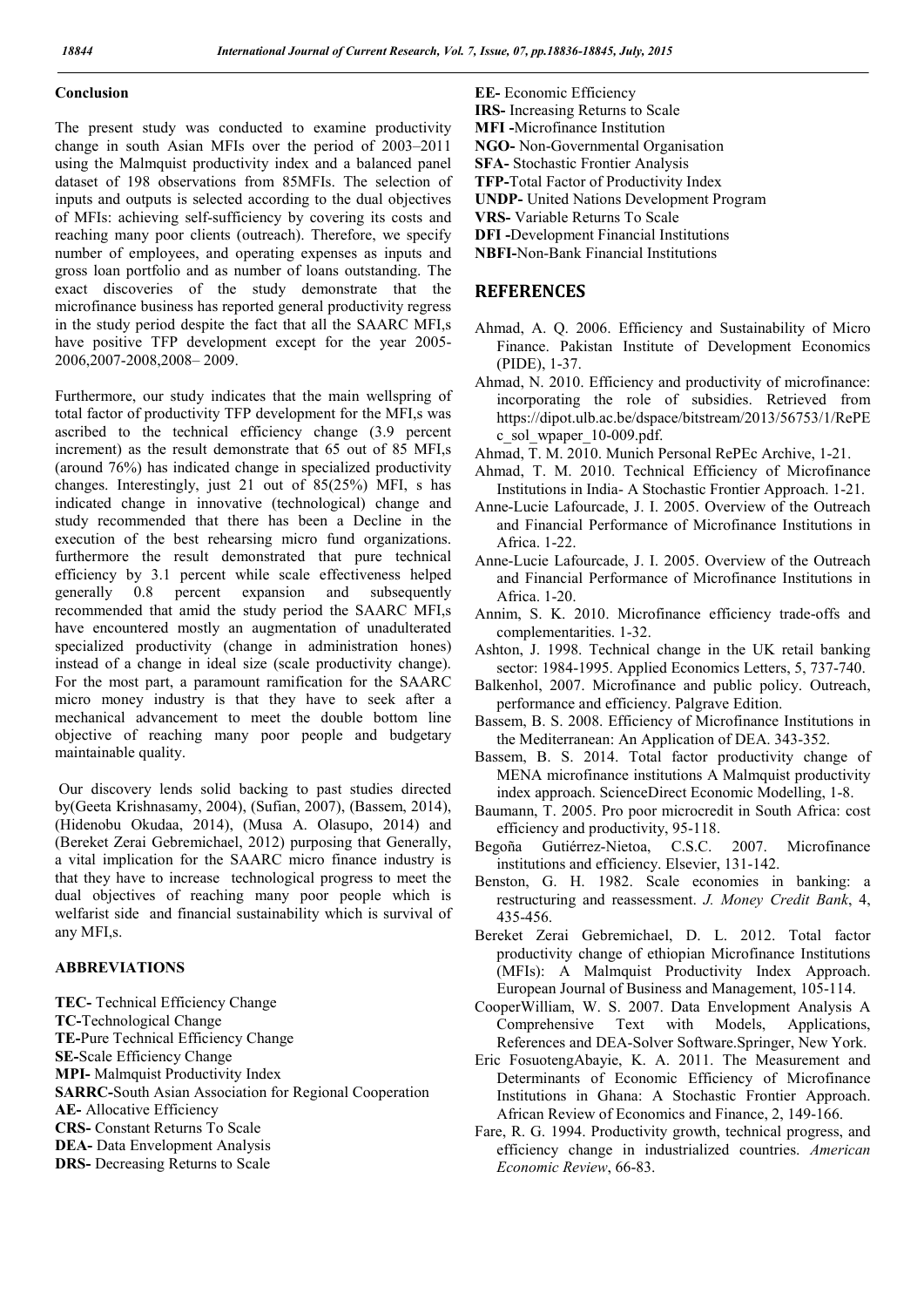## Conclusion

The present study was conducted to examine productivity change in south Asian MFIs over the period of 2003–2011 using the Malmquist productivity index and a balanced panel dataset of 198 observations from 85MFIs. The selection of inputs and outputs is selected according to the dual objectives of MFIs: achieving self-sufficiency by covering its costs and reaching many poor clients (outreach). Therefore, we specify number of employees, and operating expenses as inputs and gross loan portfolio and as number of loans outstanding. The exact discoveries of the study demonstrate that the microfinance business has reported general productivity regress in the study period despite the fact that all the SAARC MFI,s have positive TFP development except for the year 2005-2006,2007-2008,2008– 2009.

Furthermore, our study indicates that the main wellspring of total factor of productivity TFP development for the MFI,s was ascribed to the technical efficiency change (3.9 percent increment) as the result demonstrate that 65 out of 85 MFI,s (around 76%) has indicated change in specialized productivity changes. Interestingly, just 21 out of 85(25%) MFI, s has indicated change in innovative (technological) change and study recommended that there has been a Decline in the execution of the best rehearsing micro fund organizations. furthermore the result demonstrated that pure technical efficiency by 3.1 percent while scale effectiveness helped generally 0.8 percent expansion and subsequently recommended that amid the study period the SAARC MFI,s have encountered mostly an augmentation of unadulterated specialized productivity (change in administration hones) instead of a change in ideal size (scale productivity change). For the most part, a paramount ramification for the SAARC micro money industry is that they have to seek after a mechanical advancement to meet the double bottom line objective of reaching many poor people and budgetary maintainable quality.

Our discovery lends solid backing to past studies directed by(Geeta Krishnasamy, 2004), (Sufian, 2007), (Bassem, 2014), (Hidenobu Okudaa, 2014), (Musa A. Olasupo, 2014) and (Bereket Zerai Gebremichael, 2012) purposing that Generally, a vital implication for the SAARC micro finance industry is that they have to increase technological progress to meet the dual objectives of reaching many poor people which is welfarist side and financial sustainability which is survival of any MFI,s.

## ABBREVIATIONS

**TEC-** Technical Efficiency Change
**TC-**Technological Change
**TE-**Pure Technical Efficiency Change
**SE-**Scale Efficiency Change
**MPI-** Malmquist Productivity Index
**SARRC-**South Asian Association for Regional Cooperation
**AE-** Allocative Efficiency
**CRS-** Constant Returns To Scale
**DEA-** Data Envelopment Analysis
**DRS-** Decreasing Returns to Scale
**EE-** Economic Efficiency
**IRS-** Increasing Returns to Scale
**MFI -**Microfinance Institution
**NGO-** Non-Governmental Organisation
**SFA-** Stochastic Frontier Analysis
**TFP-**Total Factor of Productivity Index
**UNDP-** United Nations Development Program
**VRS-** Variable Returns To Scale
**DFI -**Development Financial Institutions
**NBFI-**Non-Bank Financial Institutions

## REFERENCES

Ahmad, A. Q. 2006. Efficiency and Sustainability of Micro Finance. Pakistan Institute of Development Economics (PIDE), 1-37.

Ahmad, N. 2010. Efficiency and productivity of microfinance: incorporating the role of subsidies. Retrieved from https://dipot.ulb.ac.be/dspace/bitstream/2013/56753/1/RePEc_sol_wpaper_10-009.pdf.

Ahmad, T. M. 2010. Munich Personal RePEc Archive, 1-21.

Ahmad, T. M. 2010. Technical Efficiency of Microfinance Institutions in India- A Stochastic Frontier Approach. 1-21.

Anne-Lucie Lafourcade, J. I. 2005. Overview of the Outreach and Financial Performance of Microfinance Institutions in Africa. 1-22.

Anne-Lucie Lafourcade, J. I. 2005. Overview of the Outreach and Financial Performance of Microfinance Institutions in Africa. 1-20.

Annim, S. K. 2010. Microfinance efficiency trade-offs and complementarities. 1-32.

Ashton, J. 1998. Technical change in the UK retail banking sector: 1984-1995. Applied Economics Letters, 5, 737-740.

Balkenhol, 2007. Microfinance and public policy. Outreach, performance and efficiency. Palgrave Edition.

Bassem, B. S. 2008. Efficiency of Microfinance Institutions in the Mediterranean: An Application of DEA. 343-352.

Bassem, B. S. 2014. Total factor productivity change of MENA microfinance institutions A Malmquist productivity index approach. ScienceDirect Economic Modelling, 1-8.

Baumann, T. 2005. Pro poor microcredit in South Africa: cost efficiency and productivity, 95-118.

Begoña Gutiérrez-Nietoa, C.S.C. 2007. Microfinance institutions and efficiency. Elsevier, 131-142.

Benston, G. H. 1982. Scale economies in banking: a restructuring and reassessment. *J. Money Credit Bank*, 4, 435-456.

Bereket Zerai Gebremichael, D. L. 2012. Total factor productivity change of ethiopian Microfinance Institutions (MFIs): A Malmquist Productivity Index Approach. European Journal of Business and Management, 105-114.

CooperWilliam, W. S. 2007. Data Envelopment Analysis A Comprehensive Text with Models, Applications, References and DEA-Solver Software.Springer, New York.

Eric FosuotengAbayie, K. A. 2011. The Measurement and Determinants of Economic Efficiency of Microfinance Institutions in Ghana: A Stochastic Frontier Approach. African Review of Economics and Finance, 2, 149-166.

Fare, R. G. 1994. Productivity growth, technical progress, and efficiency change in industrialized countries. *American Economic Review*, 66-83.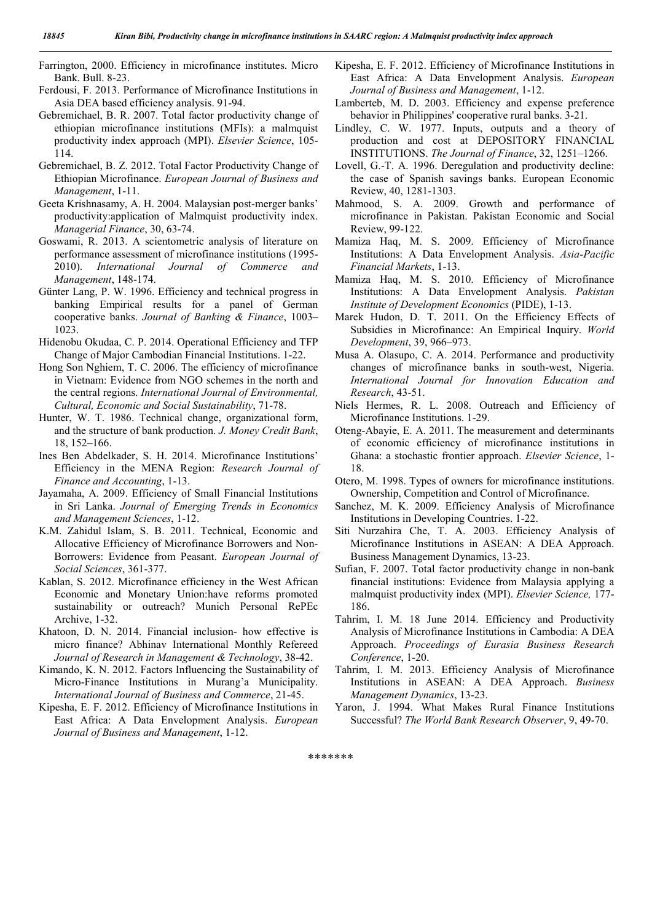Farrington, 2000. Efficiency in microfinance institutes. Micro Bank. Bull. 8-23.

Ferdousi, F. 2013. Performance of Microfinance Institutions in Asia DEA based efficiency analysis. 91-94.

Gebremichael, B. R. 2007. Total factor productivity change of ethiopian microfinance institutions (MFIs): a malmquist productivity index approach (MPI). *Elsevier Science*, 105-114.

Gebremichael, B. Z. 2012. Total Factor Productivity Change of Ethiopian Microfinance. *European Journal of Business and Management*, 1-11.

Geeta Krishnasamy, A. H. 2004. Malaysian post-merger banks' productivity:application of Malmquist productivity index. *Managerial Finance*, 30, 63-74.

Goswami, R. 2013. A scientometric analysis of literature on performance assessment of microfinance institutions (1995-2010). *International Journal of Commerce and Management*, 148-174.

Günter Lang, P. W. 1996. Efficiency and technical progress in banking Empirical results for a panel of German cooperative banks. *Journal of Banking & Finance*, 1003–1023.

Hidenobu Okudaa, C. P. 2014. Operational Efficiency and TFP Change of Major Cambodian Financial Institutions. 1-22.

Hong Son Nghiem, T. C. 2006. The efficiency of microfinance in Vietnam: Evidence from NGO schemes in the north and the central regions. *International Journal of Environmental, Cultural, Economic and Social Sustainability*, 71-78.

Hunter, W. T. 1986. Technical change, organizational form, and the structure of bank production. *J. Money Credit Bank*, 18, 152–166.

Ines Ben Abdelkader, S. H. 2014. Microfinance Institutions' Efficiency in the MENA Region: *Research Journal of Finance and Accounting*, 1-13.

Jayamaha, A. 2009. Efficiency of Small Financial Institutions in Sri Lanka. *Journal of Emerging Trends in Economics and Management Sciences*, 1-12.

K.M. Zahidul Islam, S. B. 2011. Technical, Economic and Allocative Efficiency of Microfinance Borrowers and Non-Borrowers: Evidence from Peasant. *European Journal of Social Sciences*, 361-377.

Kablan, S. 2012. Microfinance efficiency in the West African Economic and Monetary Union:have reforms promoted sustainability or outreach? Munich Personal RePEc Archive, 1-32.

Khatoon, D. N. 2014. Financial inclusion- how effective is micro finance? Abhinav International Monthly Refereed *Journal of Research in Management & Technology*, 38-42.

Kimando, K. N. 2012. Factors Influencing the Sustainability of Micro-Finance Institutions in Murang'a Municipality. *International Journal of Business and Commerce*, 21-45.

Kipesha, E. F. 2012. Efficiency of Microfinance Institutions in East Africa: A Data Envelopment Analysis. *European Journal of Business and Management*, 1-12.

Kipesha, E. F. 2012. Efficiency of Microfinance Institutions in East Africa: A Data Envelopment Analysis. *European Journal of Business and Management*, 1-12.

Lamberteb, M. D. 2003. Efficiency and expense preference behavior in Philippines' cooperative rural banks. 3-21.

Lindley, C. W. 1977. Inputs, outputs and a theory of production and cost at DEPOSITORY FINANCIAL INSTITUTIONS. *The Journal of Finance*, 32, 1251–1266.

Lovell, G.-T. A. 1996. Deregulation and productivity decline: the case of Spanish savings banks. European Economic Review, 40, 1281-1303.

Mahmood, S. A. 2009. Growth and performance of microfinance in Pakistan. Pakistan Economic and Social Review, 99-122.

Mamiza Haq, M. S. 2009. Efficiency of Microfinance Institutions: A Data Envelopment Analysis. *Asia-Pacific Financial Markets*, 1-13.

Mamiza Haq, M. S. 2010. Efficiency of Microfinance Institutions: A Data Envelopment Analysis. *Pakistan Institute of Development Economics* (PIDE), 1-13.

Marek Hudon, D. T. 2011. On the Efficiency Effects of Subsidies in Microfinance: An Empirical Inquiry. *World Development*, 39, 966–973.

Musa A. Olasupo, C. A. 2014. Performance and productivity changes of microfinance banks in south-west, Nigeria. *International Journal for Innovation Education and Research*, 43-51.

Niels Hermes, R. L. 2008. Outreach and Efficiency of Microfinance Institutions. 1-29.

Oteng-Abayie, E. A. 2011. The measurement and determinants of economic efficiency of microfinance institutions in Ghana: a stochastic frontier approach. *Elsevier Science*, 1-18.

Otero, M. 1998. Types of owners for microfinance institutions. Ownership, Competition and Control of Microfinance.

Sanchez, M. K. 2009. Efficiency Analysis of Microfinance Institutions in Developing Countries. 1-22.

Siti Nurzahira Che, T. A. 2003. Efficiency Analysis of Microfinance Institutions in ASEAN: A DEA Approach. Business Management Dynamics, 13-23.

Sufian, F. 2007. Total factor productivity change in non-bank financial institutions: Evidence from Malaysia applying a malmquist productivity index (MPI). *Elsevier Science,* 177-186.

Tahrim, I. M. 18 June 2014. Efficiency and Productivity Analysis of Microfinance Institutions in Cambodia: A DEA Approach. *Proceedings of Eurasia Business Research Conference*, 1-20.

Tahrim, I. M. 2013. Efficiency Analysis of Microfinance Institutions in ASEAN: A DEA Approach. *Business Management Dynamics*, 13-23.

Yaron, J. 1994. What Makes Rural Finance Institutions Successful? *The World Bank Research Observer*, 9, 49-70.

*******